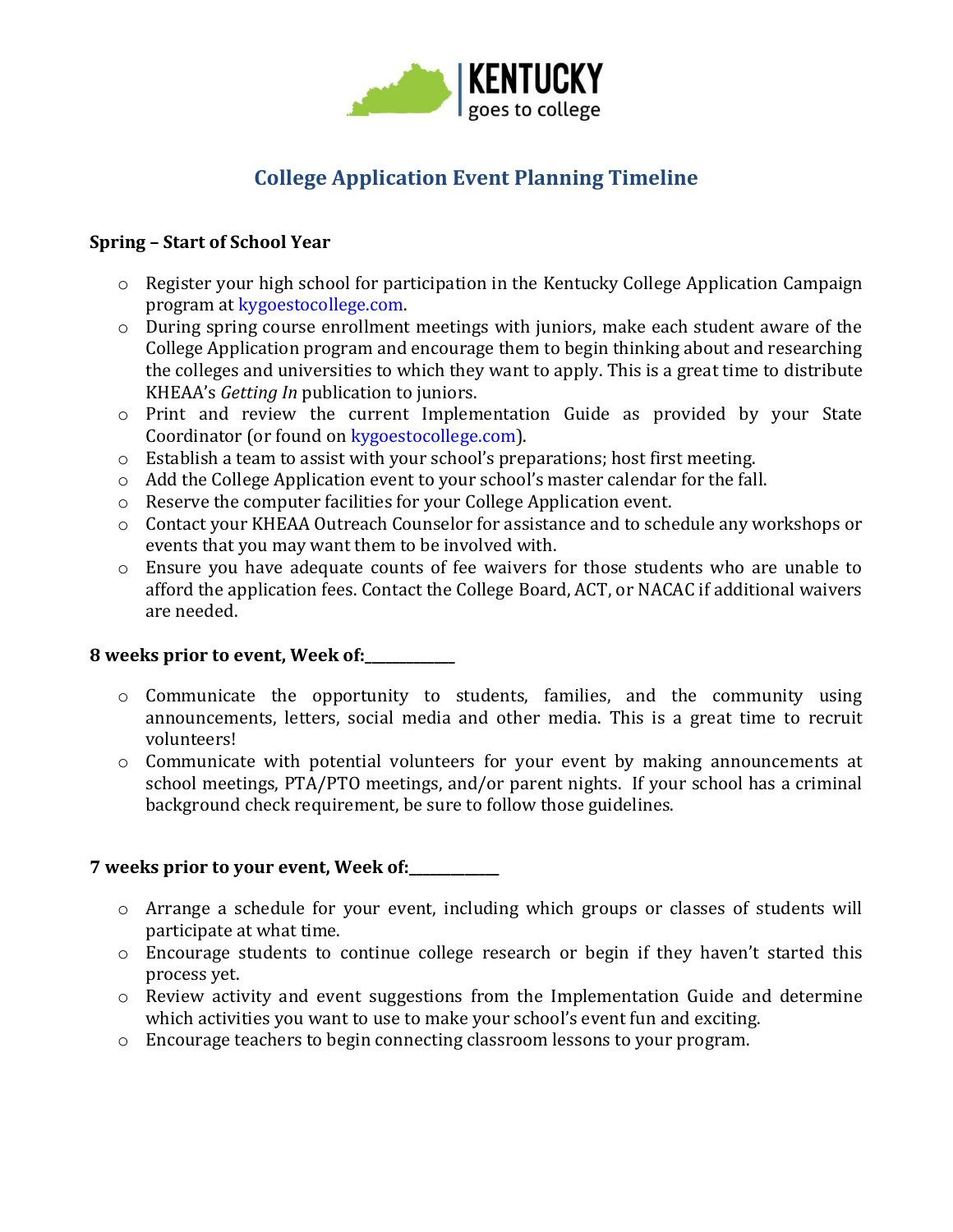KENTUCKY
goes to college

# College Application Event Planning Timeline

**Spring – Start of School Year**

- Register your high school for participation in the Kentucky College Application Campaign program at kygoestocollege.com.
- During spring course enrollment meetings with juniors, make each student aware of the College Application program and encourage them to begin thinking about and researching the colleges and universities to which they want to apply. This is a great time to distribute KHEAA's *Getting In* publication to juniors.
- Print and review the current Implementation Guide as provided by your State Coordinator (or found on kygoestocollege.com).
- Establish a team to assist with your school's preparations; host first meeting.
- Add the College Application event to your school's master calendar for the fall.
- Reserve the computer facilities for your College Application event.
- Contact your KHEAA Outreach Counselor for assistance and to schedule any workshops or events that you may want them to be involved with.
- Ensure you have adequate counts of fee waivers for those students who are unable to afford the application fees. Contact the College Board, ACT, or NACAC if additional waivers are needed.

**8 weeks prior to event, Week of:\_\_\_\_\_\_\_\_\_\_\_\_\_**

- Communicate the opportunity to students, families, and the community using announcements, letters, social media and other media. This is a great time to recruit volunteers!
- Communicate with potential volunteers for your event by making announcements at school meetings, PTA/PTO meetings, and/or parent nights. If your school has a criminal background check requirement, be sure to follow those guidelines.

**7 weeks prior to your event, Week of:\_\_\_\_\_\_\_\_\_\_\_\_\_**

- Arrange a schedule for your event, including which groups or classes of students will participate at what time.
- Encourage students to continue college research or begin if they haven't started this process yet.
- Review activity and event suggestions from the Implementation Guide and determine which activities you want to use to make your school's event fun and exciting.
- Encourage teachers to begin connecting classroom lessons to your program.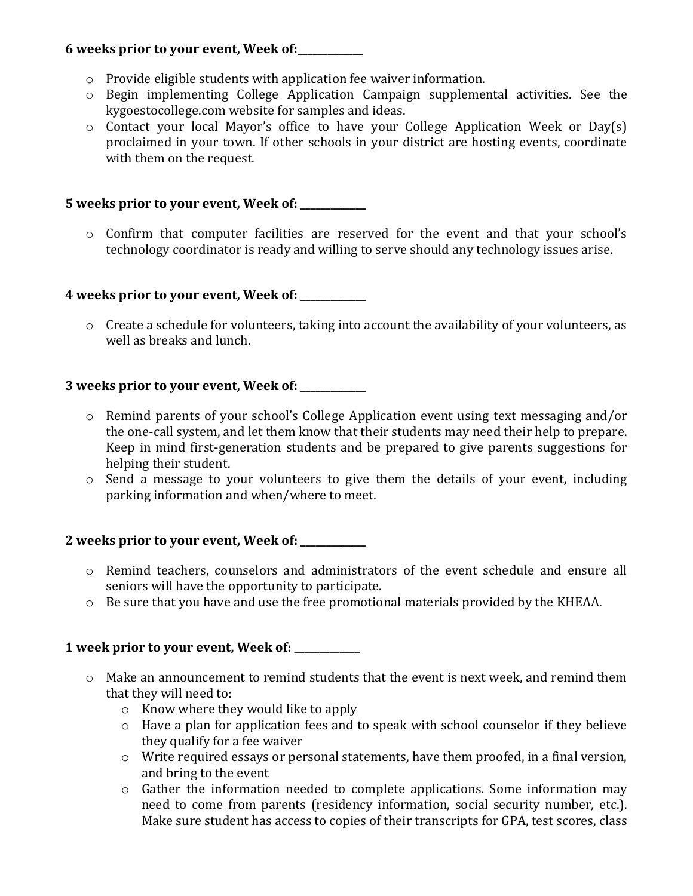**6 weeks prior to your event, Week of:_____________**

- Provide eligible students with application fee waiver information.
- Begin implementing College Application Campaign supplemental activities. See the kygoestocollege.com website for samples and ideas.
- Contact your local Mayor's office to have your College Application Week or Day(s) proclaimed in your town. If other schools in your district are hosting events, coordinate with them on the request.

**5 weeks prior to your event, Week of: _____________**

- Confirm that computer facilities are reserved for the event and that your school's technology coordinator is ready and willing to serve should any technology issues arise.

**4 weeks prior to your event, Week of: _____________**

- Create a schedule for volunteers, taking into account the availability of your volunteers, as well as breaks and lunch.

**3 weeks prior to your event, Week of: _____________**

- Remind parents of your school's College Application event using text messaging and/or the one-call system, and let them know that their students may need their help to prepare. Keep in mind first-generation students and be prepared to give parents suggestions for helping their student.
- Send a message to your volunteers to give them the details of your event, including parking information and when/where to meet.

**2 weeks prior to your event, Week of: _____________**

- Remind teachers, counselors and administrators of the event schedule and ensure all seniors will have the opportunity to participate.
- Be sure that you have and use the free promotional materials provided by the KHEAA.

**1 week prior to your event, Week of: _____________**

- Make an announcement to remind students that the event is next week, and remind them that they will need to:
  - Know where they would like to apply
  - Have a plan for application fees and to speak with school counselor if they believe they qualify for a fee waiver
  - Write required essays or personal statements, have them proofed, in a final version, and bring to the event
  - Gather the information needed to complete applications. Some information may need to come from parents (residency information, social security number, etc.). Make sure student has access to copies of their transcripts for GPA, test scores, class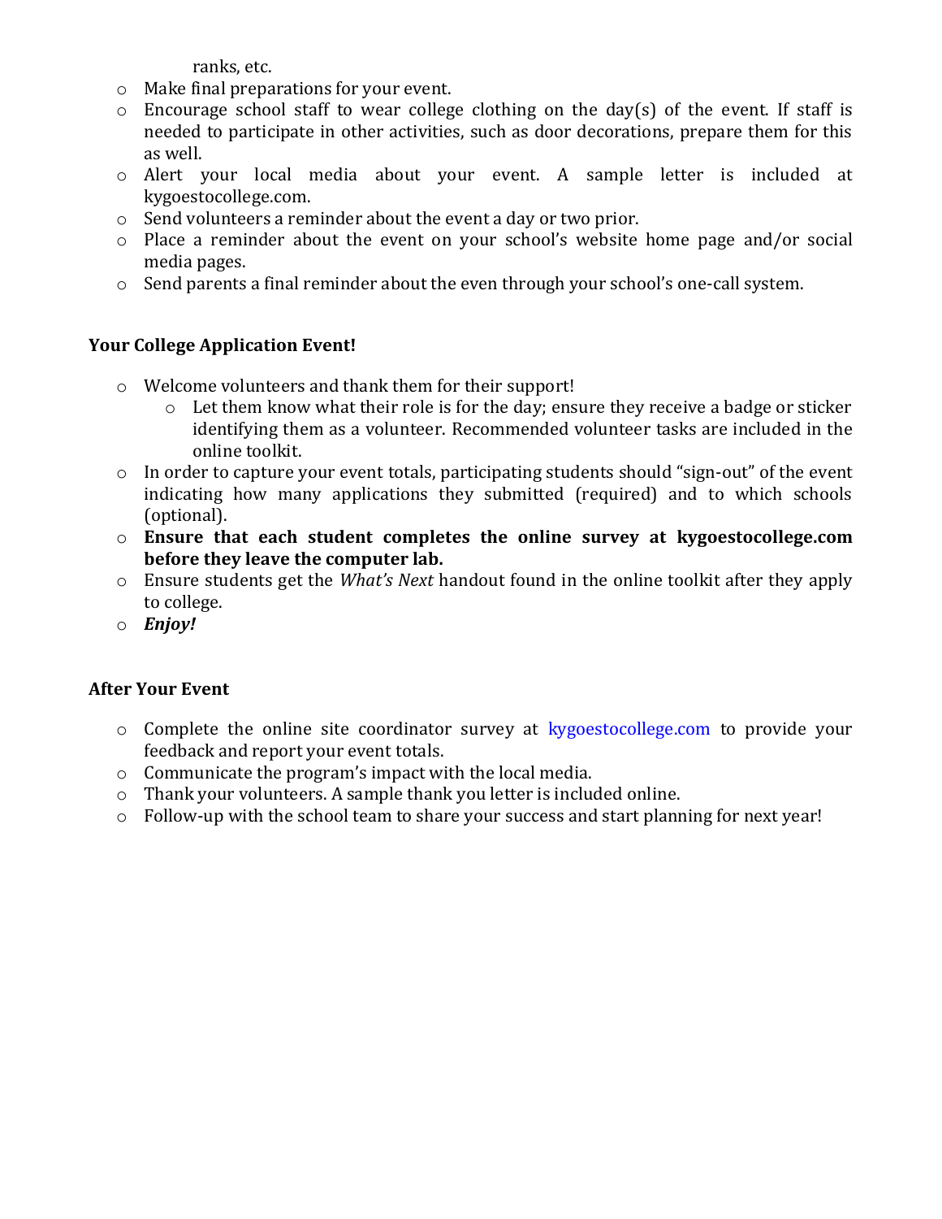ranks, etc.

- Make final preparations for your event.
- Encourage school staff to wear college clothing on the day(s) of the event. If staff is needed to participate in other activities, such as door decorations, prepare them for this as well.
- Alert your local media about your event. A sample letter is included at kygoestocollege.com.
- Send volunteers a reminder about the event a day or two prior.
- Place a reminder about the event on your school's website home page and/or social media pages.
- Send parents a final reminder about the even through your school's one-call system.

## Your College Application Event!

- Welcome volunteers and thank them for their support!
  - Let them know what their role is for the day; ensure they receive a badge or sticker identifying them as a volunteer. Recommended volunteer tasks are included in the online toolkit.
- In order to capture your event totals, participating students should "sign-out" of the event indicating how many applications they submitted (required) and to which schools (optional).
- **Ensure that each student completes the online survey at kygoestocollege.com before they leave the computer lab.**
- Ensure students get the *What's Next* handout found in the online toolkit after they apply to college.
- ***Enjoy!***

## After Your Event

- Complete the online site coordinator survey at kygoestocollege.com to provide your feedback and report your event totals.
- Communicate the program's impact with the local media.
- Thank your volunteers. A sample thank you letter is included online.
- Follow-up with the school team to share your success and start planning for next year!